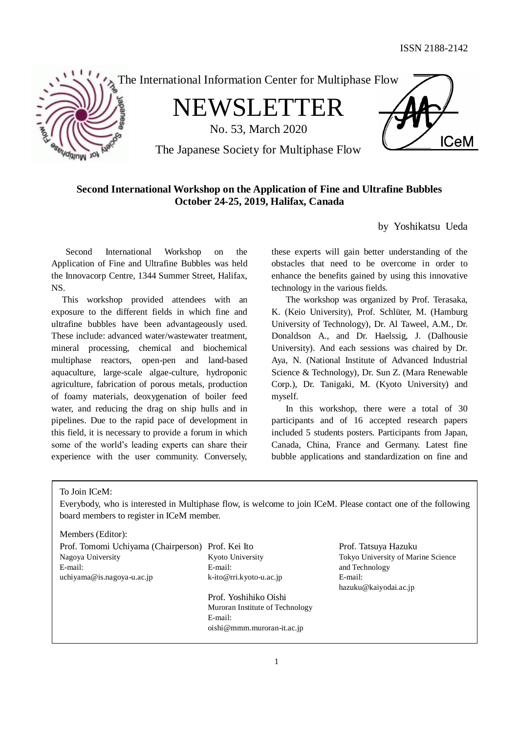ISSN 2188-2142

The International Information Center for Multiphase Flow

# NEWSLETTER

No. 53, March 2020

The Japanese Society for Multiphase Flow

## Second International Workshop on the Application of Fine and Ultrafine Bubbles October 24-25, 2019, Halifax, Canada

by Yoshikatsu Ueda

Second International Workshop on the Application of Fine and Ultrafine Bubbles was held the Innovacorp Centre, 1344 Summer Street, Halifax, NS.

This workshop provided attendees with an exposure to the different fields in which fine and ultrafine bubbles have been advantageously used. These include: advanced water/wastewater treatment, mineral processing, chemical and biochemical multiphase reactors, open-pen and land-based aquaculture, large-scale algae-culture, hydroponic agriculture, fabrication of porous metals, production of foamy materials, deoxygenation of boiler feed water, and reducing the drag on ship hulls and in pipelines. Due to the rapid pace of development in this field, it is necessary to provide a forum in which some of the world's leading experts can share their experience with the user community. Conversely, these experts will gain better understanding of the obstacles that need to be overcome in order to enhance the benefits gained by using this innovative technology in the various fields.

The workshop was organized by Prof. Terasaka, K. (Keio University), Prof. Schlüter, M. (Hamburg University of Technology), Dr. Al Taweel, A.M., Dr. Donaldson A., and Dr. Haelssig, J. (Dalhousie University). And each sessions was chaired by Dr. Aya, N. (National Institute of Advanced Industrial Science & Technology), Dr. Sun Z. (Mara Renewable Corp.), Dr. Tanigaki, M. (Kyoto University) and myself.

In this workshop, there were a total of 30 participants and of 16 accepted research papers included 5 students posters. Participants from Japan, Canada, China, France and Germany. Latest fine bubble applications and standardization on fine and

---

To Join ICeM:

Everybody, who is interested in Multiphase flow, is welcome to join ICeM. Please contact one of the following board members to register in ICeM member.

Members (Editor):

Prof. Tomomi Uchiyama (Chairperson)
Nagoya University
E-mail:
uchiyama@is.nagoya-u.ac.jp

Prof. Kei Ito
Kyoto University
E-mail:
k-ito@rri.kyoto-u.ac.jp

Prof. Yoshihiko Oishi
Muroran Institute of Technology
E-mail:
oishi@mmm.muroran-it.ac.jp

Prof. Tatsuya Hazuku
Tokyo University of Marine Science and Technology
E-mail:
hazuku@kaiyodai.ac.jp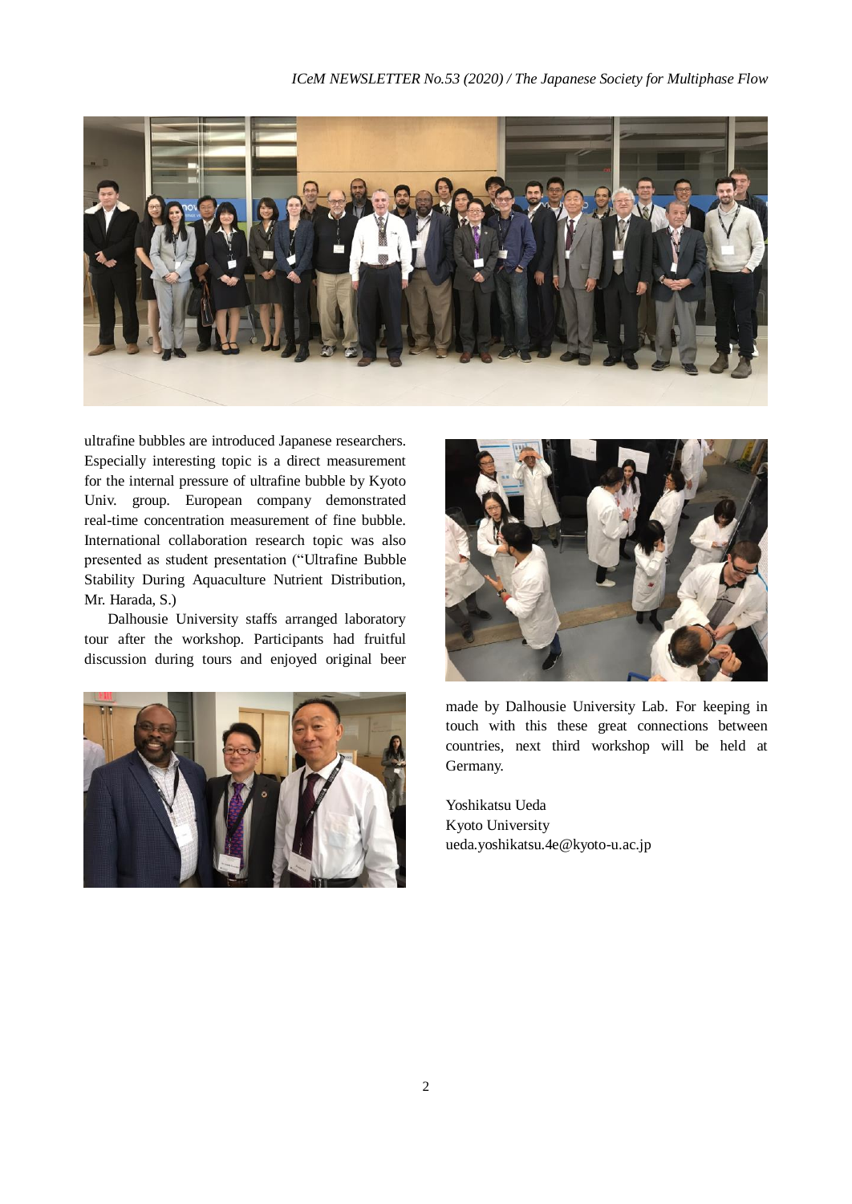ultrafine bubbles are introduced Japanese researchers. Especially interesting topic is a direct measurement for the internal pressure of ultrafine bubble by Kyoto Univ. group. European company demonstrated real-time concentration measurement of fine bubble. International collaboration research topic was also presented as student presentation ("Ultrafine Bubble Stability During Aquaculture Nutrient Distribution, Mr. Harada, S.)

Dalhousie University staffs arranged laboratory tour after the workshop. Participants had fruitful discussion during tours and enjoyed original beer made by Dalhousie University Lab. For keeping in touch with this these great connections between countries, next third workshop will be held at Germany.

Yoshikatsu Ueda
Kyoto University
ueda.yoshikatsu.4e@kyoto-u.ac.jp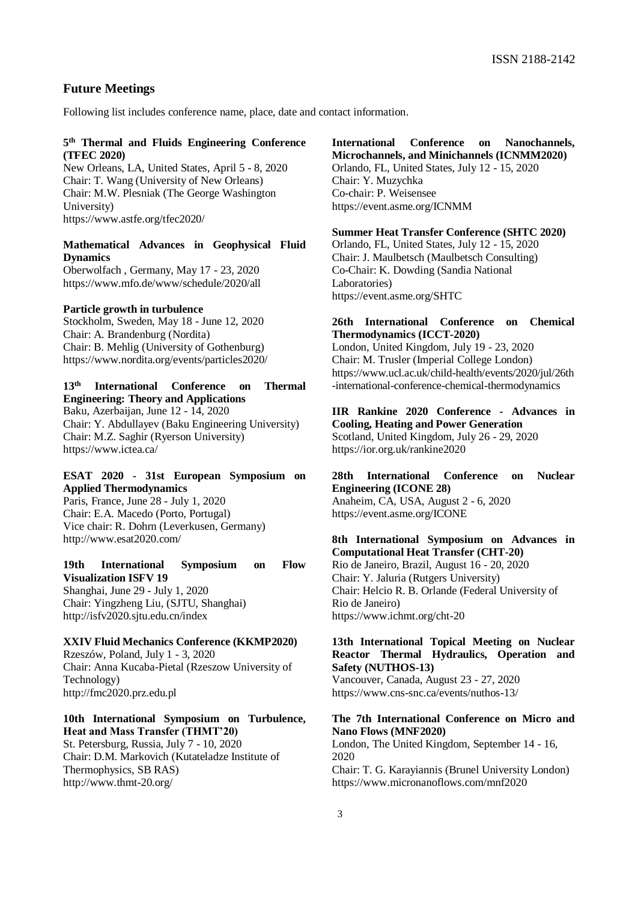## Future Meetings

Following list includes conference name, place, date and contact information.

**5th Thermal and Fluids Engineering Conference (TFEC 2020)**
New Orleans, LA, United States, April 5 - 8, 2020
Chair: T. Wang (University of New Orleans)
Chair: M.W. Plesniak (The George Washington University)
https://www.astfe.org/tfec2020/

**Mathematical Advances in Geophysical Fluid Dynamics**
Oberwolfach , Germany, May 17 - 23, 2020
https://www.mfo.de/www/schedule/2020/all

**Particle growth in turbulence**
Stockholm, Sweden, May 18 - June 12, 2020
Chair: A. Brandenburg (Nordita)
Chair: B. Mehlig (University of Gothenburg)
https://www.nordita.org/events/particles2020/

**13th International Conference on Thermal Engineering: Theory and Applications**
Baku, Azerbaijan, June 12 - 14, 2020
Chair: Y. Abdullayev (Baku Engineering University)
Chair: M.Z. Saghir (Ryerson University)
https://www.ictea.ca/

**ESAT 2020 - 31st European Symposium on Applied Thermodynamics**
Paris, France, June 28 - July 1, 2020
Chair: E.A. Macedo (Porto, Portugal)
Vice chair: R. Dohrn (Leverkusen, Germany)
http://www.esat2020.com/

**19th International Symposium on Flow Visualization ISFV 19**
Shanghai, June 29 - July 1, 2020
Chair: Yingzheng Liu, (SJTU, Shanghai)
http://isfv2020.sjtu.edu.cn/index

**XXIV Fluid Mechanics Conference (KKMP2020)**
Rzeszów, Poland, July 1 - 3, 2020
Chair: Anna Kucaba-Pietal (Rzeszow University of Technology)
http://fmc2020.prz.edu.pl

**10th International Symposium on Turbulence, Heat and Mass Transfer (THMT'20)**
St. Petersburg, Russia, July 7 - 10, 2020
Chair: D.M. Markovich (Kutateladze Institute of Thermophysics, SB RAS)
http://www.thmt-20.org/

**International Conference on Nanochannels, Microchannels, and Minichannels (ICNMM2020)**
Orlando, FL, United States, July 12 - 15, 2020
Chair: Y. Muzychka
Co-chair: P. Weisensee
https://event.asme.org/ICNMM

**Summer Heat Transfer Conference (SHTC 2020)**
Orlando, FL, United States, July 12 - 15, 2020
Chair: J. Maulbetsch (Maulbetsch Consulting)
Co-Chair: K. Dowding (Sandia National Laboratories)
https://event.asme.org/SHTC

**26th International Conference on Chemical Thermodynamics (ICCT-2020)**
London, United Kingdom, July 19 - 23, 2020
Chair: M. Trusler (Imperial College London)
https://www.ucl.ac.uk/child-health/events/2020/jul/26th-international-conference-chemical-thermodynamics

**IIR Rankine 2020 Conference - Advances in Cooling, Heating and Power Generation**
Scotland, United Kingdom, July 26 - 29, 2020
https://ior.org.uk/rankine2020

**28th International Conference on Nuclear Engineering (ICONE 28)**
Anaheim, CA, USA, August 2 - 6, 2020
https://event.asme.org/ICONE

**8th International Symposium on Advances in Computational Heat Transfer (CHT-20)**
Rio de Janeiro, Brazil, August 16 - 20, 2020
Chair: Y. Jaluria (Rutgers University)
Chair: Helcio R. B. Orlande (Federal University of Rio de Janeiro)
https://www.ichmt.org/cht-20

**13th International Topical Meeting on Nuclear Reactor Thermal Hydraulics, Operation and Safety (NUTHOS-13)**
Vancouver, Canada, August 23 - 27, 2020
https://www.cns-snc.ca/events/nuthos-13/

**The 7th International Conference on Micro and Nano Flows (MNF2020)**
London, The United Kingdom, September 14 - 16, 2020
Chair: T. G. Karayiannis (Brunel University London)
https://www.micronanoflows.com/mnf2020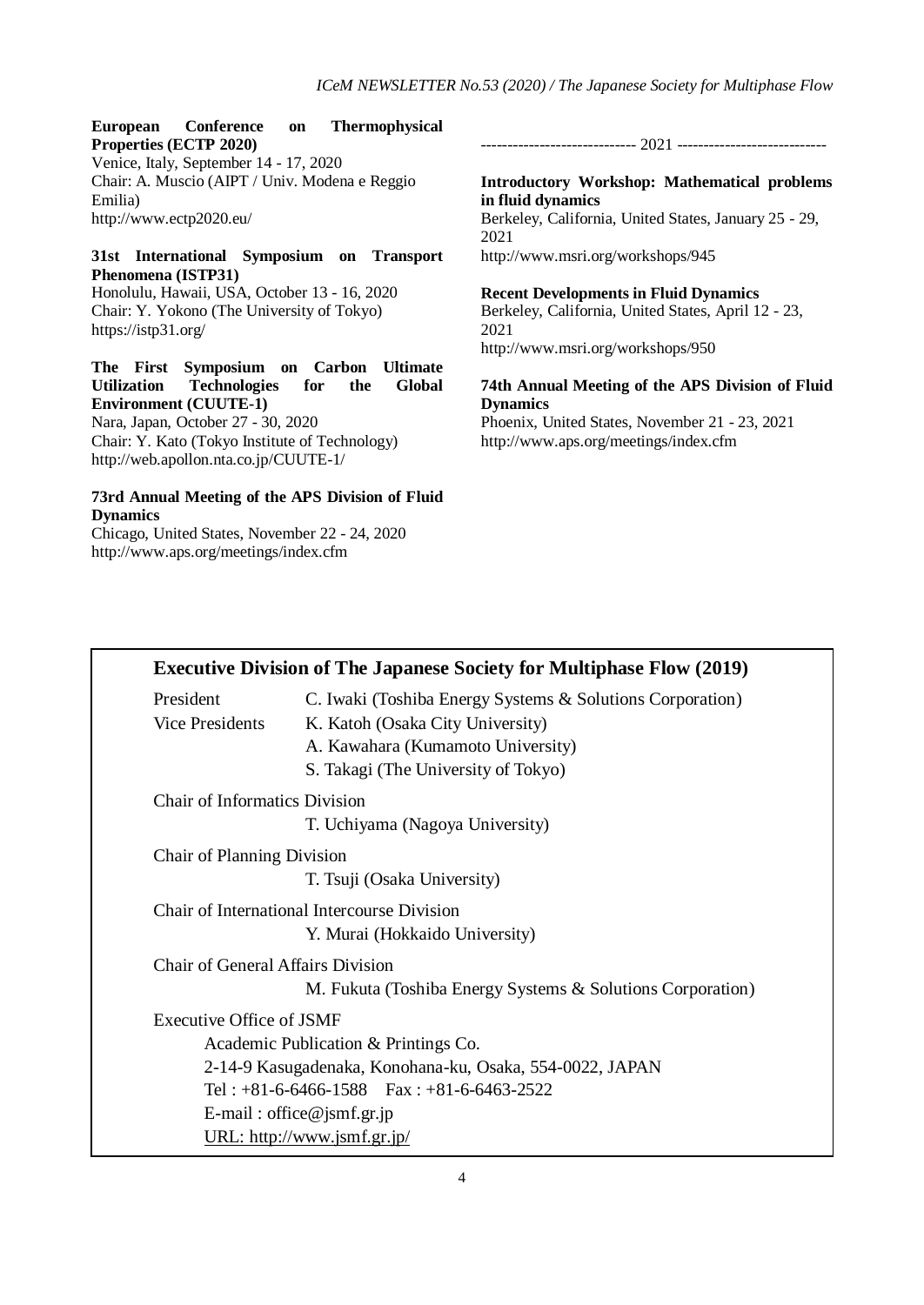**European Conference on Thermophysical Properties (ECTP 2020)**
Venice, Italy, September 14 - 17, 2020
Chair: A. Muscio (AIPT / Univ. Modena e Reggio Emilia)
http://www.ectp2020.eu/

**31st International Symposium on Transport Phenomena (ISTP31)**
Honolulu, Hawaii, USA, October 13 - 16, 2020
Chair: Y. Yokono (The University of Tokyo)
https://istp31.org/

**The First Symposium on Carbon Ultimate Utilization Technologies for the Global Environment (CUUTE-1)**
Nara, Japan, October 27 - 30, 2020
Chair: Y. Kato (Tokyo Institute of Technology)
http://web.apollon.nta.co.jp/CUUTE-1/

**73rd Annual Meeting of the APS Division of Fluid Dynamics**
Chicago, United States, November 22 - 24, 2020
http://www.aps.org/meetings/index.cfm

----------------------------- 2021 ----------------------------

**Introductory Workshop: Mathematical problems in fluid dynamics**
Berkeley, California, United States, January 25 - 29, 2021
http://www.msri.org/workshops/945

**Recent Developments in Fluid Dynamics**
Berkeley, California, United States, April 12 - 23, 2021
http://www.msri.org/workshops/950

**74th Annual Meeting of the APS Division of Fluid Dynamics**
Phoenix, United States, November 21 - 23, 2021
http://www.aps.org/meetings/index.cfm

## Executive Division of The Japanese Society for Multiphase Flow (2019)

President — C. Iwaki (Toshiba Energy Systems & Solutions Corporation)

Vice Presidents — K. Katoh (Osaka City University)
A. Kawahara (Kumamoto University)
S. Takagi (The University of Tokyo)

Chair of Informatics Division
T. Uchiyama (Nagoya University)

Chair of Planning Division
T. Tsuji (Osaka University)

Chair of International Intercourse Division
Y. Murai (Hokkaido University)

Chair of General Affairs Division
M. Fukuta (Toshiba Energy Systems & Solutions Corporation)

Executive Office of JSMF
Academic Publication & Printings Co.
2-14-9 Kasugadenaka, Konohana-ku, Osaka, 554-0022, JAPAN
Tel : +81-6-6466-1588 Fax : +81-6-6463-2522
E-mail : office@jsmf.gr.jp
URL: http://www.jsmf.gr.jp/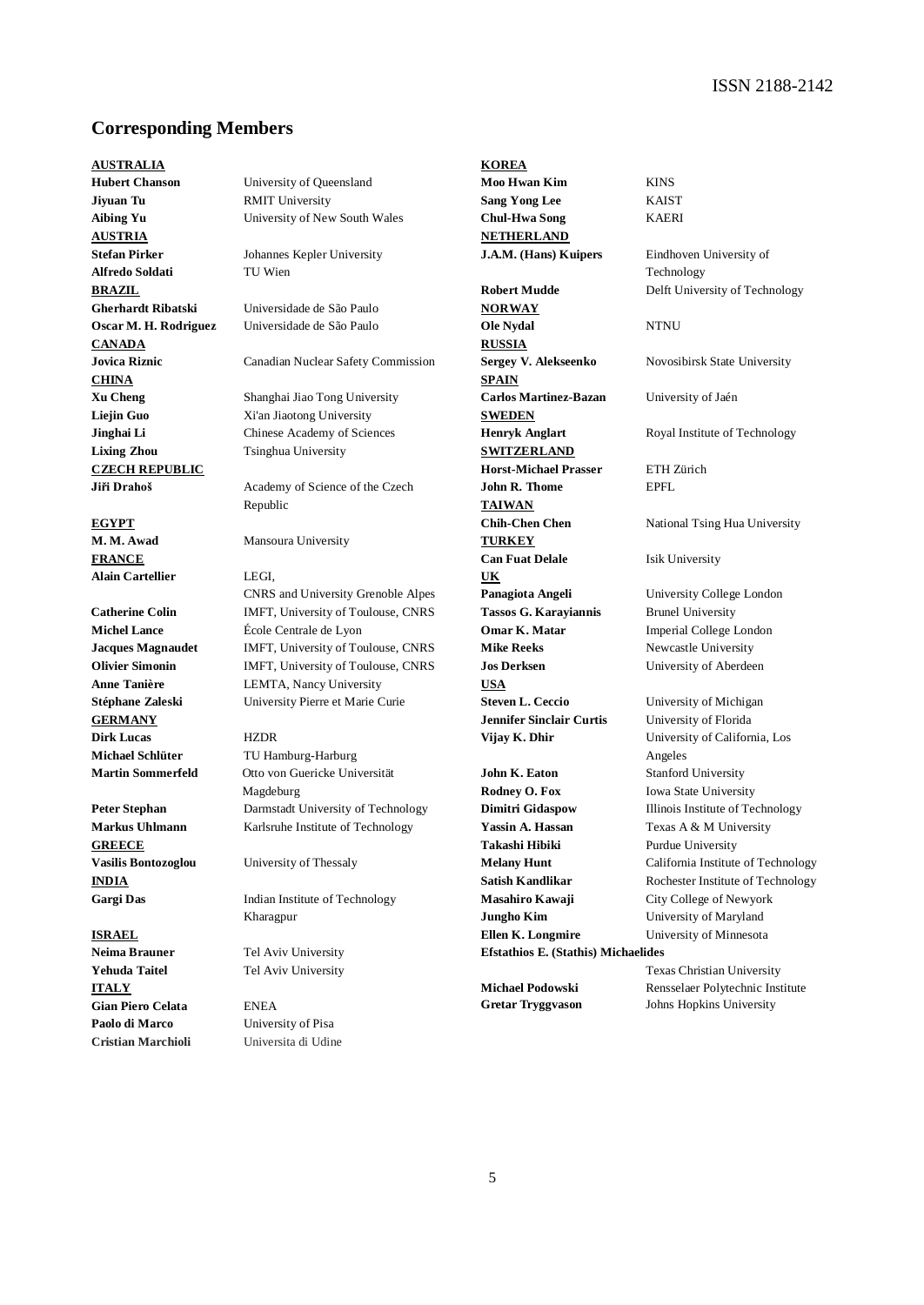ISSN 2188-2142

## Corresponding Members

**AUSTRALIA**

| | |
|---|---|
| **Hubert Chanson** | University of Queensland |
| **Jiyuan Tu** | RMIT University |
| **Aibing Yu** | University of New South Wales |

**AUSTRIA**

| | |
|---|---|
| **Stefan Pirker** | Johannes Kepler University |
| **Alfredo Soldati** | TU Wien |

**BRAZIL**

| | |
|---|---|
| **Gherhardt Ribatski** | Universidade de São Paulo |
| **Oscar M. H. Rodriguez** | Universidade de São Paulo |

**CANADA**

| | |
|---|---|
| **Jovica Riznic** | Canadian Nuclear Safety Commission |

**CHINA**

| | |
|---|---|
| **Xu Cheng** | Shanghai Jiao Tong University |
| **Liejin Guo** | Xi'an Jiaotong University |
| **Jinghai Li** | Chinese Academy of Sciences |
| **Lixing Zhou** | Tsinghua University |

**CZECH REPUBLIC**

| | |
|---|---|
| **Jiří Drahoš** | Academy of Science of the Czech Republic |

**EGYPT**

| | |
|---|---|
| **M. M. Awad** | Mansoura University |

**FRANCE**

| | |
|---|---|
| **Alain Cartellier** | LEGI, CNRS and University Grenoble Alpes |
| **Catherine Colin** | IMFT, University of Toulouse, CNRS |
| **Michel Lance** | École Centrale de Lyon |
| **Jacques Magnaudet** | IMFT, University of Toulouse, CNRS |
| **Olivier Simonin** | IMFT, University of Toulouse, CNRS |
| **Anne Tanière** | LEMTA, Nancy University |
| **Stéphane Zaleski** | University Pierre et Marie Curie |

**GERMANY**

| | |
|---|---|
| **Dirk Lucas** | HZDR |
| **Michael Schlüter** | TU Hamburg-Harburg |
| **Martin Sommerfeld** | Otto von Guericke Universität Magdeburg |
| **Peter Stephan** | Darmstadt University of Technology |
| **Markus Uhlmann** | Karlsruhe Institute of Technology |

**GREECE**

| | |
|---|---|
| **Vasilis Bontozoglou** | University of Thessaly |

**INDIA**

| | |
|---|---|
| **Gargi Das** | Indian Institute of Technology Kharagpur |

**ISRAEL**

| | |
|---|---|
| **Neima Brauner** | Tel Aviv University |
| **Yehuda Taitel** | Tel Aviv University |

**ITALY**

| | |
|---|---|
| **Gian Piero Celata** | ENEA |
| **Paolo di Marco** | University of Pisa |
| **Cristian Marchioli** | Universita di Udine |

**KOREA**

| | |
|---|---|
| **Moo Hwan Kim** | KINS |
| **Sang Yong Lee** | KAIST |
| **Chul-Hwa Song** | KAERI |

**NETHERLAND**

| | |
|---|---|
| **J.A.M. (Hans) Kuipers** | Eindhoven University of Technology |
| **Robert Mudde** | Delft University of Technology |

**NORWAY**

| | |
|---|---|
| **Ole Nydal** | NTNU |

**RUSSIA**

| | |
|---|---|
| **Sergey V. Alekseenko** | Novosibirsk State University |

**SPAIN**

| | |
|---|---|
| **Carlos Martinez-Bazan** | University of Jaén |

**SWEDEN**

| | |
|---|---|
| **Henryk Anglart** | Royal Institute of Technology |

**SWITZERLAND**

| | |
|---|---|
| **Horst-Michael Prasser** | ETH Zürich |
| **John R. Thome** | EPFL |

**TAIWAN**

| | |
|---|---|
| **Chih-Chen Chen** | National Tsing Hua University |

**TURKEY**

| | |
|---|---|
| **Can Fuat Delale** | Isik University |

**UK**

| | |
|---|---|
| **Panagiota Angeli** | University College London |
| **Tassos G. Karayiannis** | Brunel University |
| **Omar K. Matar** | Imperial College London |
| **Mike Reeks** | Newcastle University |
| **Jos Derksen** | University of Aberdeen |

**USA**

| | |
|---|---|
| **Steven L. Ceccio** | University of Michigan |
| **Jennifer Sinclair Curtis** | University of Florida |
| **Vijay K. Dhir** | University of California, Los Angeles |
| **John K. Eaton** | Stanford University |
| **Rodney O. Fox** | Iowa State University |
| **Dimitri Gidaspow** | Illinois Institute of Technology |
| **Yassin A. Hassan** | Texas A & M University |
| **Takashi Hibiki** | Purdue University |
| **Melany Hunt** | California Institute of Technology |
| **Satish Kandlikar** | Rochester Institute of Technology |
| **Masahiro Kawaji** | City College of Newyork |
| **Jungho Kim** | University of Maryland |
| **Ellen K. Longmire** | University of Minnesota |
| **Efstathios E. (Stathis) Michaelides** | Texas Christian University |
| **Michael Podowski** | Rensselaer Polytechnic Institute |
| **Gretar Tryggvason** | Johns Hopkins University |